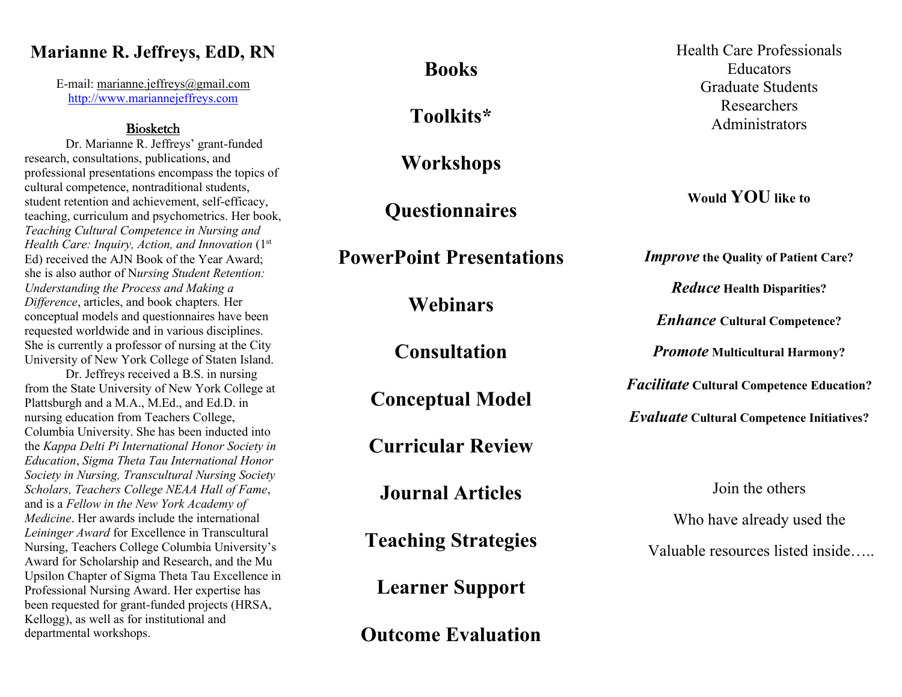# Marianne R. Jeffreys, EdD, RN

E-mail: marianne.jeffreys@gmail.com
http://www.mariannejeffreys.com

## Biosketch

Dr. Marianne R. Jeffreys' grant-funded research, consultations, publications, and professional presentations encompass the topics of cultural competence, nontraditional students, student retention and achievement, self-efficacy, teaching, curriculum and psychometrics. Her book, *Teaching Cultural Competence in Nursing and Health Care: Inquiry, Action, and Innovation* (1st Ed) received the AJN Book of the Year Award; she is also author of N*ursing Student Retention: Understanding the Process and Making a Difference*, articles, and book chapters. Her conceptual models and questionnaires have been requested worldwide and in various disciplines. She is currently a professor of nursing at the City University of New York College of Staten Island.

Dr. Jeffreys received a B.S. in nursing from the State University of New York College at Plattsburgh and a M.A., M.Ed., and Ed.D. in nursing education from Teachers College, Columbia University. She has been inducted into the *Kappa Delti Pi International Honor Society in Education*, *Sigma Theta Tau International Honor Society in Nursing, Transcultural Nursing Society Scholars, Teachers College NEAA Hall of Fame*, and is a *Fellow in the New York Academy of Medicine*. Her awards include the international *Leininger Award* for Excellence in Transcultural Nursing, Teachers College Columbia University's Award for Scholarship and Research, and the Mu Upsilon Chapter of Sigma Theta Tau Excellence in Professional Nursing Award. Her expertise has been requested for grant-funded projects (HRSA, Kellogg), as well as for institutional and departmental workshops.

**Books**

**Toolkits***

**Workshops**

**Questionnaires**

**PowerPoint Presentations**

**Webinars**

**Consultation**

**Conceptual Model**

**Curricular Review**

**Journal Articles**

**Teaching Strategies**

**Learner Support**

**Outcome Evaluation**

Health Care Professionals
Educators
Graduate Students
Researchers
Administrators

**Would YOU like to**

***Improve*** **the Quality of Patient Care?**

***Reduce*** **Health Disparities?**

***Enhance*** **Cultural Competence?**

***Promote*** **Multicultural Harmony?**

***Facilitate*** **Cultural Competence Education?**

***Evaluate*** **Cultural Competence Initiatives?**

Join the others

Who have already used the

Valuable resources listed inside…..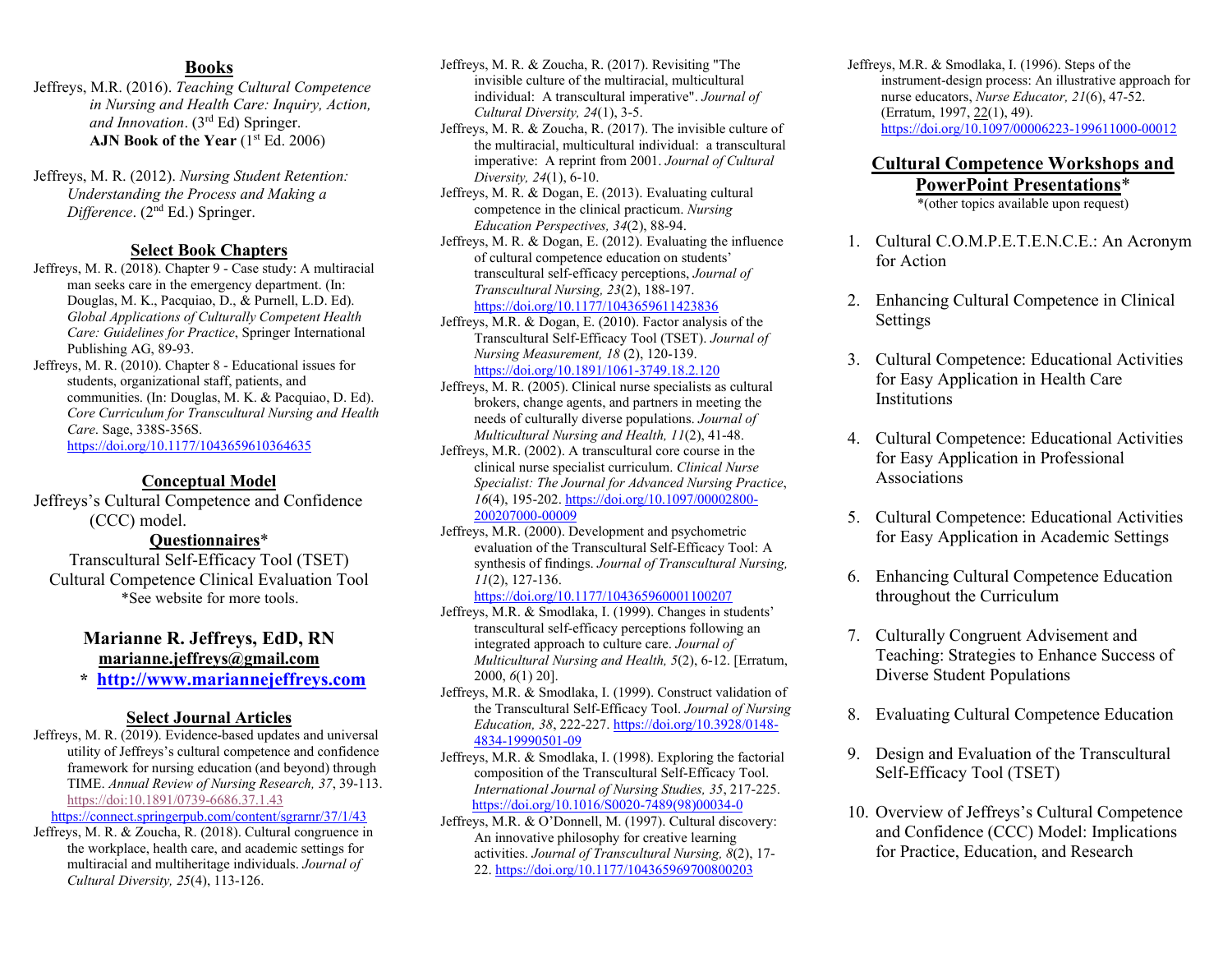## Books

Jeffreys, M.R. (2016). *Teaching Cultural Competence in Nursing and Health Care: Inquiry, Action, and Innovation*. (3rd Ed) Springer. **AJN Book of the Year** (1st Ed. 2006)

Jeffreys, M. R. (2012). *Nursing Student Retention: Understanding the Process and Making a Difference*. (2nd Ed.) Springer.

## Select Book Chapters

Jeffreys, M. R. (2018). Chapter 9 - Case study: A multiracial man seeks care in the emergency department. (In: Douglas, M. K., Pacquiao, D., & Purnell, L.D. Ed). *Global Applications of Culturally Competent Health Care: Guidelines for Practice*, Springer International Publishing AG, 89-93.

Jeffreys, M. R. (2010). Chapter 8 - Educational issues for students, organizational staff, patients, and communities. (In: Douglas, M. K. & Pacquiao, D. Ed). *Core Curriculum for Transcultural Nursing and Health Care*. Sage, 338S-356S. https://doi.org/10.1177/1043659610364635

## Conceptual Model

Jeffreys's Cultural Competence and Confidence (CCC) model.

## Questionnaires*

Transcultural Self-Efficacy Tool (TSET)
Cultural Competence Clinical Evaluation Tool
*See website for more tools.

**Marianne R. Jeffreys, EdD, RN**
**marianne.jeffreys@gmail.com**
**\* http://www.mariannejeffreys.com**

## Select Journal Articles

Jeffreys, M. R. (2019). Evidence-based updates and universal utility of Jeffreys's cultural competence and confidence framework for nursing education (and beyond) through TIME. *Annual Review of Nursing Research, 37*, 39-113. https://doi:10.1891/0739-6686.37.1.43 https://connect.springerpub.com/content/sgrarnr/37/1/43

Jeffreys, M. R. & Zoucha, R. (2018). Cultural congruence in the workplace, health care, and academic settings for multiracial and multiheritage individuals. *Journal of Cultural Diversity, 25*(4), 113-126.

Jeffreys, M. R. & Zoucha, R. (2017). Revisiting "The invisible culture of the multiracial, multicultural individual: A transcultural imperative". *Journal of Cultural Diversity, 24*(1), 3-5.

Jeffreys, M. R. & Zoucha, R. (2017). The invisible culture of the multiracial, multicultural individual: a transcultural imperative: A reprint from 2001. *Journal of Cultural Diversity, 24*(1), 6-10.

Jeffreys, M. R. & Dogan, E. (2013). Evaluating cultural competence in the clinical practicum. *Nursing Education Perspectives, 34*(2), 88-94.

Jeffreys, M. R. & Dogan, E. (2012). Evaluating the influence of cultural competence education on students' transcultural self-efficacy perceptions, *Journal of Transcultural Nursing, 23*(2), 188-197. https://doi.org/10.1177/1043659611423836

Jeffreys, M.R. & Dogan, E. (2010). Factor analysis of the Transcultural Self-Efficacy Tool (TSET). *Journal of Nursing Measurement, 18* (2), 120-139. https://doi.org/10.1891/1061-3749.18.2.120

Jeffreys, M. R. (2005). Clinical nurse specialists as cultural brokers, change agents, and partners in meeting the needs of culturally diverse populations. *Journal of Multicultural Nursing and Health, 11*(2), 41-48.

Jeffreys, M.R. (2002). A transcultural core course in the clinical nurse specialist curriculum. *Clinical Nurse Specialist: The Journal for Advanced Nursing Practice*, *16*(4), 195-202. https://doi.org/10.1097/00002800-200207000-00009

Jeffreys, M.R. (2000). Development and psychometric evaluation of the Transcultural Self-Efficacy Tool: A synthesis of findings. *Journal of Transcultural Nursing, 11*(2), 127-136. https://doi.org/10.1177/104365960001100207

Jeffreys, M.R. & Smodlaka, I. (1999). Changes in students' transcultural self-efficacy perceptions following an integrated approach to culture care. *Journal of Multicultural Nursing and Health, 5*(2), 6-12. [Erratum, 2000, *6*(1) 20].

Jeffreys, M.R. & Smodlaka, I. (1999). Construct validation of the Transcultural Self-Efficacy Tool. *Journal of Nursing Education, 38*, 222-227. https://doi.org/10.3928/0148-4834-19990501-09

Jeffreys, M.R. & Smodlaka, I. (1998). Exploring the factorial composition of the Transcultural Self-Efficacy Tool. *International Journal of Nursing Studies, 35*, 217-225. https://doi.org/10.1016/S0020-7489(98)00034-0

Jeffreys, M.R. & O'Donnell, M. (1997). Cultural discovery: An innovative philosophy for creative learning activities. *Journal of Transcultural Nursing, 8*(2), 17-22. https://doi.org/10.1177/104365969700800203

Jeffreys, M.R. & Smodlaka, I. (1996). Steps of the instrument-design process: An illustrative approach for nurse educators, *Nurse Educator, 21*(6), 47-52. (Erratum, 1997, 22(1), 49). https://doi.org/10.1097/00006223-199611000-00012

## Cultural Competence Workshops and PowerPoint Presentations*

*(other topics available upon request)

1. Cultural C.O.M.P.E.T.E.N.C.E.: An Acronym for Action
2. Enhancing Cultural Competence in Clinical Settings
3. Cultural Competence: Educational Activities for Easy Application in Health Care Institutions
4. Cultural Competence: Educational Activities for Easy Application in Professional Associations
5. Cultural Competence: Educational Activities for Easy Application in Academic Settings
6. Enhancing Cultural Competence Education throughout the Curriculum
7. Culturally Congruent Advisement and Teaching: Strategies to Enhance Success of Diverse Student Populations
8. Evaluating Cultural Competence Education
9. Design and Evaluation of the Transcultural Self-Efficacy Tool (TSET)
10. Overview of Jeffreys's Cultural Competence and Confidence (CCC) Model: Implications for Practice, Education, and Research